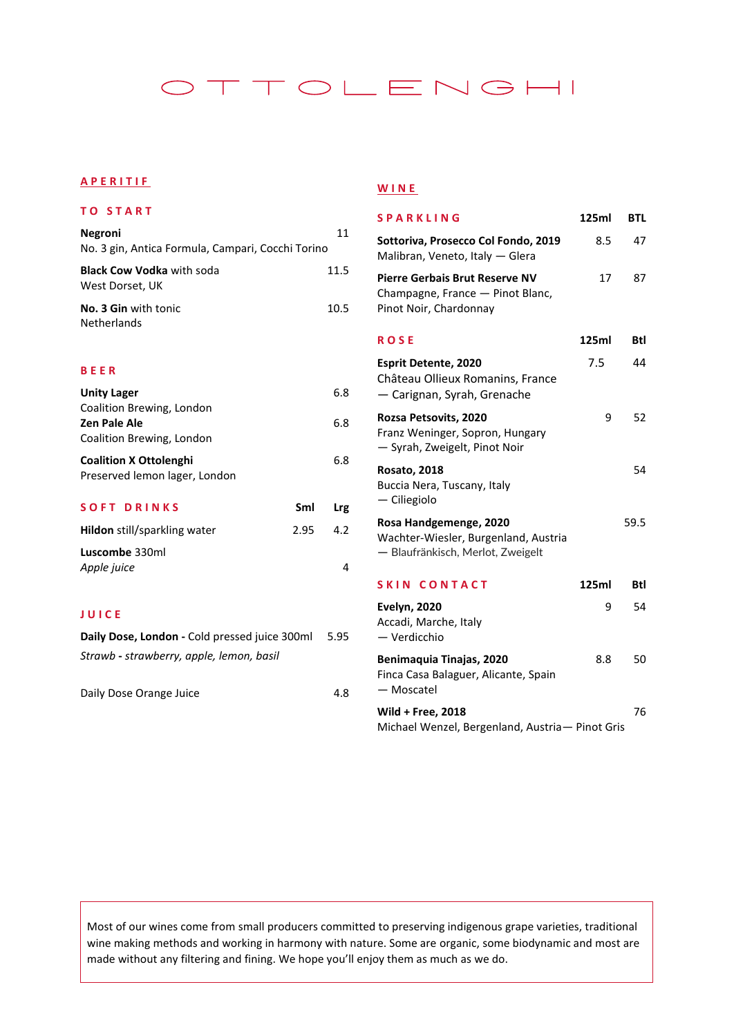# OTTOLENGHI

## APERITIF

### TO START

**Negroni** 11
No. 3 gin, Antica Formula, Campari, Cocchi Torino

**Black Cow Vodka** with soda 11.5
West Dorset, UK

**No. 3 Gin** with tonic 10.5
Netherlands

### BEER

**Unity Lager** 6.8
Coalition Brewing, London

**Zen Pale Ale** 6.8
Coalition Brewing, London

**Coalition X Ottolenghi** 6.8
Preserved lemon lager, London

### SOFT DRINKS

| | Sml | Lrg |
|---|---|---|
| **Hildon** still/sparkling water | 2.95 | 4.2 |
| **Luscombe** 330ml<br>*Apple juice* | | 4 |

### JUICE

**Daily Dose, London - Cold pressed juice 300ml** 5.95
*Strawb - strawberry, apple, lemon, basil*

Daily Dose Orange Juice 4.8

## WINE

### SPARKLING

| | 125ml | BTL |
|---|---|---|
| **Sottoriva, Prosecco Col Fondo, 2019**<br>Malibran, Veneto, Italy — Glera | 8.5 | 47 |
| **Pierre Gerbais Brut Reserve NV**<br>Champagne, France — Pinot Blanc, Pinot Noir, Chardonnay | 17 | 87 |

### ROSE

| | 125ml | Btl |
|---|---|---|
| **Esprit Detente, 2020**<br>Château Ollieux Romanins, France — Carignan, Syrah, Grenache | 7.5 | 44 |
| **Rozsa Petsovits, 2020**<br>Franz Weninger, Sopron, Hungary — Syrah, Zweigelt, Pinot Noir | 9 | 52 |
| **Rosato, 2018**<br>Buccia Nera, Tuscany, Italy — Ciliegiolo | | 54 |
| **Rosa Handgemenge, 2020**<br>Wachter-Wiesler, Burgenland, Austria — Blaufränkisch, Merlot, Zweigelt | | 59.5 |

### SKIN CONTACT

| | 125ml | Btl |
|---|---|---|
| **Evelyn, 2020**<br>Accadi, Marche, Italy — Verdicchio | 9 | 54 |
| **Benimaquia Tinajas, 2020**<br>Finca Casa Balaguer, Alicante, Spain — Moscatel | 8.8 | 50 |
| **Wild + Free, 2018**<br>Michael Wenzel, Bergenland, Austria— Pinot Gris | | 76 |

Most of our wines come from small producers committed to preserving indigenous grape varieties, traditional wine making methods and working in harmony with nature. Some are organic, some biodynamic and most are made without any filtering and fining. We hope you'll enjoy them as much as we do.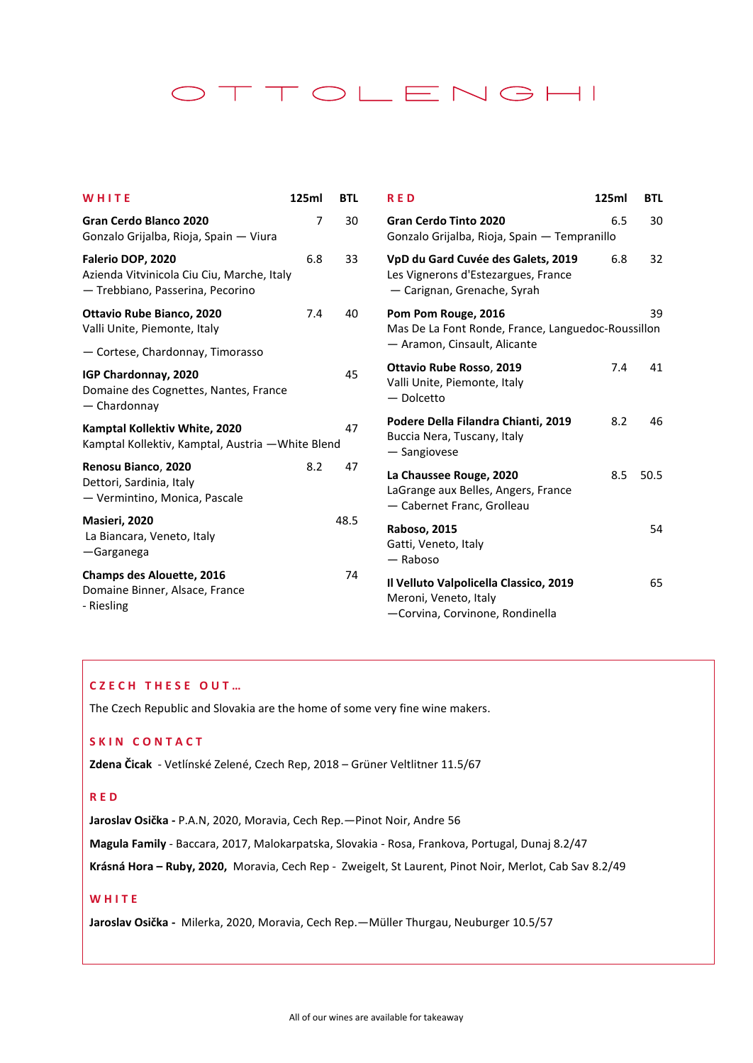# OTTOLENGHI

## WHITE

| WHITE | 125ml | BTL |
|---|---|---|
| **Gran Cerdo Blanco 2020**<br>Gonzalo Grijalba, Rioja, Spain — Viura | 7 | 30 |
| **Falerio DOP, 2020**<br>Azienda Vitvinicola Ciu Ciu, Marche, Italy<br>— Trebbiano, Passerina, Pecorino | 6.8 | 33 |
| **Ottavio Rube Bianco, 2020**<br>Valli Unite, Piemonte, Italy<br>— Cortese, Chardonnay, Timorasso | 7.4 | 40 |
| **IGP Chardonnay, 2020**<br>Domaine des Cognettes, Nantes, France<br>— Chardonnay | | 45 |
| **Kamptal Kollektiv White, 2020**<br>Kamptal Kollektiv, Kamptal, Austria —White Blend | | 47 |
| **Renosu Bianco, 2020**<br>Dettori, Sardinia, Italy<br>— Vermintino, Monica, Pascale | 8.2 | 47 |
| **Masieri, 2020**<br>La Biancara, Veneto, Italy<br>—Garganega | | 48.5 |
| **Champs des Alouette, 2016**<br>Domaine Binner, Alsace, France<br>- Riesling | | 74 |

## RED

| RED | 125ml | BTL |
|---|---|---|
| **Gran Cerdo Tinto 2020**<br>Gonzalo Grijalba, Rioja, Spain — Tempranillo | 6.5 | 30 |
| **VpD du Gard Cuvée des Galets, 2019**<br>Les Vignerons d'Estezargues, France<br>— Carignan, Grenache, Syrah | 6.8 | 32 |
| **Pom Pom Rouge, 2016**<br>Mas De La Font Ronde, France, Languedoc-Roussillon<br>— Aramon, Cinsault, Alicante | | 39 |
| **Ottavio Rube Rosso, 2019**<br>Valli Unite, Piemonte, Italy<br>— Dolcetto | 7.4 | 41 |
| **Podere Della Filandra Chianti, 2019**<br>Buccia Nera, Tuscany, Italy<br>— Sangiovese | 8.2 | 46 |
| **La Chaussee Rouge, 2020**<br>LaGrange aux Belles, Angers, France<br>— Cabernet Franc, Grolleau | 8.5 | 50.5 |
| **Raboso, 2015**<br>Gatti, Veneto, Italy<br>— Raboso | | 54 |
| **Il Velluto Valpolicella Classico, 2019**<br>Meroni, Veneto, Italy<br>—Corvina, Corvinone, Rondinella | | 65 |

## CZECH THESE OUT…

The Czech Republic and Slovakia are the home of some very fine wine makers.

### SKIN CONTACT

**Zdena Čicak** - Vetlínské Zelené, Czech Rep, 2018 – Grüner Veltlitner 11.5/67

### RED

**Jaroslav Osička -** P.A.N, 2020, Moravia, Cech Rep.—Pinot Noir, Andre 56

**Magula Family** - Baccara, 2017, Malokarpatska, Slovakia - Rosa, Frankova, Portugal, Dunaj 8.2/47

**Krásná Hora – Ruby, 2020,** Moravia, Cech Rep - Zweigelt, St Laurent, Pinot Noir, Merlot, Cab Sav 8.2/49

### WHITE

**Jaroslav Osička -** Milerka, 2020, Moravia, Cech Rep.—Müller Thurgau, Neuburger 10.5/57

All of our wines are available for takeaway